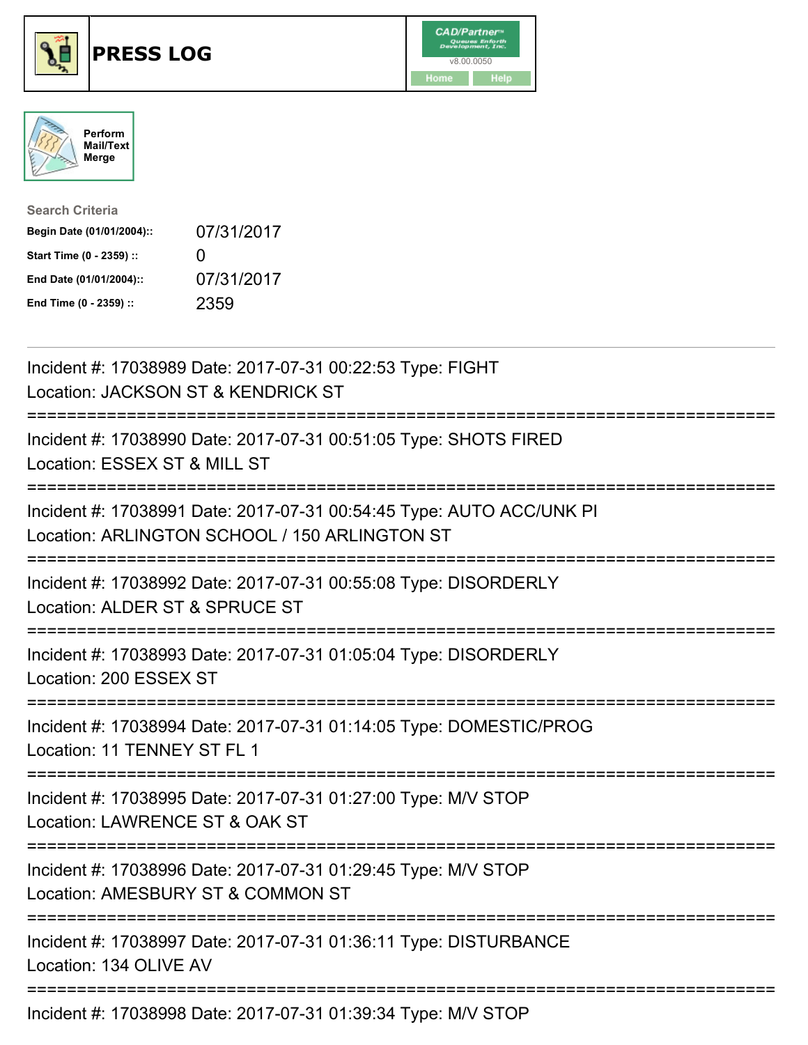# PRESS LOG

Perform Mail/Text Merge

**Search Criteria**

| | |
|---|---|
| **Begin Date (01/01/2004)::** | 07/31/2017 |
| **Start Time (0 - 2359) ::** | 0 |
| **End Date (01/01/2004)::** | 07/31/2017 |
| **End Time (0 - 2359) ::** | 2359 |

---

Incident #: 17038989 Date: 2017-07-31 00:22:53 Type: FIGHT
Location: JACKSON ST & KENDRICK ST

===========================================================================

Incident #: 17038990 Date: 2017-07-31 00:51:05 Type: SHOTS FIRED
Location: ESSEX ST & MILL ST

===========================================================================

Incident #: 17038991 Date: 2017-07-31 00:54:45 Type: AUTO ACC/UNK PI
Location: ARLINGTON SCHOOL / 150 ARLINGTON ST

===========================================================================

Incident #: 17038992 Date: 2017-07-31 00:55:08 Type: DISORDERLY
Location: ALDER ST & SPRUCE ST

===========================================================================

Incident #: 17038993 Date: 2017-07-31 01:05:04 Type: DISORDERLY
Location: 200 ESSEX ST

===========================================================================

Incident #: 17038994 Date: 2017-07-31 01:14:05 Type: DOMESTIC/PROG
Location: 11 TENNEY ST FL 1

===========================================================================

Incident #: 17038995 Date: 2017-07-31 01:27:00 Type: M/V STOP
Location: LAWRENCE ST & OAK ST

===========================================================================

Incident #: 17038996 Date: 2017-07-31 01:29:45 Type: M/V STOP
Location: AMESBURY ST & COMMON ST

===========================================================================

Incident #: 17038997 Date: 2017-07-31 01:36:11 Type: DISTURBANCE
Location: 134 OLIVE AV

===========================================================================

Incident #: 17038998 Date: 2017-07-31 01:39:34 Type: M/V STOP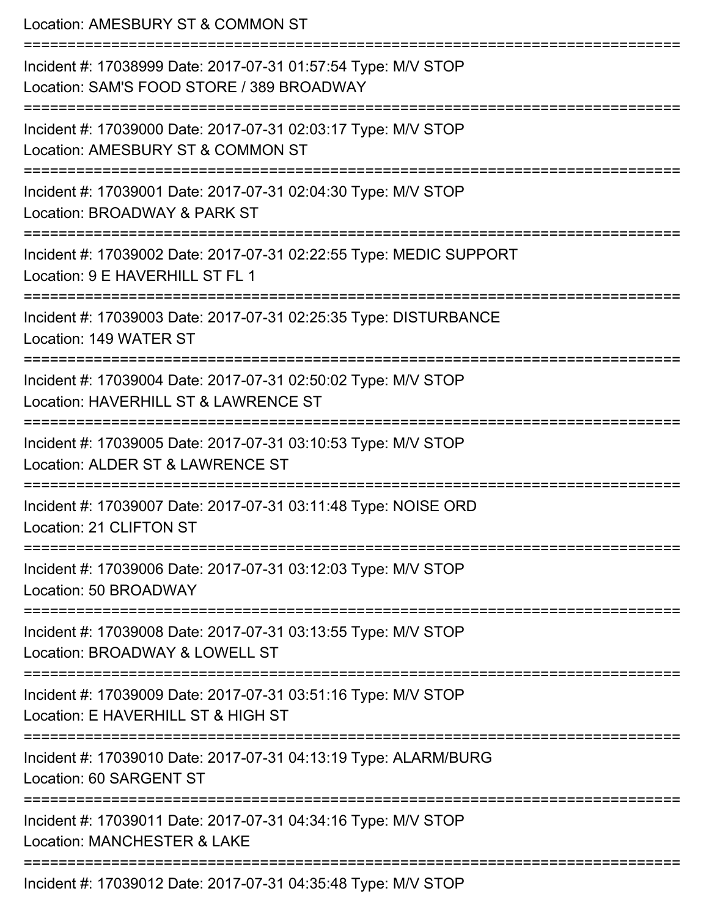Location: AMESBURY ST & COMMON ST

===========================================================================

Incident #: 17038999 Date: 2017-07-31 01:57:54 Type: M/V STOP
Location: SAM'S FOOD STORE / 389 BROADWAY

===========================================================================

Incident #: 17039000 Date: 2017-07-31 02:03:17 Type: M/V STOP
Location: AMESBURY ST & COMMON ST

===========================================================================

Incident #: 17039001 Date: 2017-07-31 02:04:30 Type: M/V STOP
Location: BROADWAY & PARK ST

===========================================================================

Incident #: 17039002 Date: 2017-07-31 02:22:55 Type: MEDIC SUPPORT
Location: 9 E HAVERHILL ST FL 1

===========================================================================

Incident #: 17039003 Date: 2017-07-31 02:25:35 Type: DISTURBANCE
Location: 149 WATER ST

===========================================================================

Incident #: 17039004 Date: 2017-07-31 02:50:02 Type: M/V STOP
Location: HAVERHILL ST & LAWRENCE ST

===========================================================================

Incident #: 17039005 Date: 2017-07-31 03:10:53 Type: M/V STOP
Location: ALDER ST & LAWRENCE ST

===========================================================================

Incident #: 17039007 Date: 2017-07-31 03:11:48 Type: NOISE ORD
Location: 21 CLIFTON ST

===========================================================================

Incident #: 17039006 Date: 2017-07-31 03:12:03 Type: M/V STOP
Location: 50 BROADWAY

===========================================================================

Incident #: 17039008 Date: 2017-07-31 03:13:55 Type: M/V STOP
Location: BROADWAY & LOWELL ST

===========================================================================

Incident #: 17039009 Date: 2017-07-31 03:51:16 Type: M/V STOP
Location: E HAVERHILL ST & HIGH ST

===========================================================================

Incident #: 17039010 Date: 2017-07-31 04:13:19 Type: ALARM/BURG
Location: 60 SARGENT ST

===========================================================================

Incident #: 17039011 Date: 2017-07-31 04:34:16 Type: M/V STOP
Location: MANCHESTER & LAKE

===========================================================================

Incident #: 17039012 Date: 2017-07-31 04:35:48 Type: M/V STOP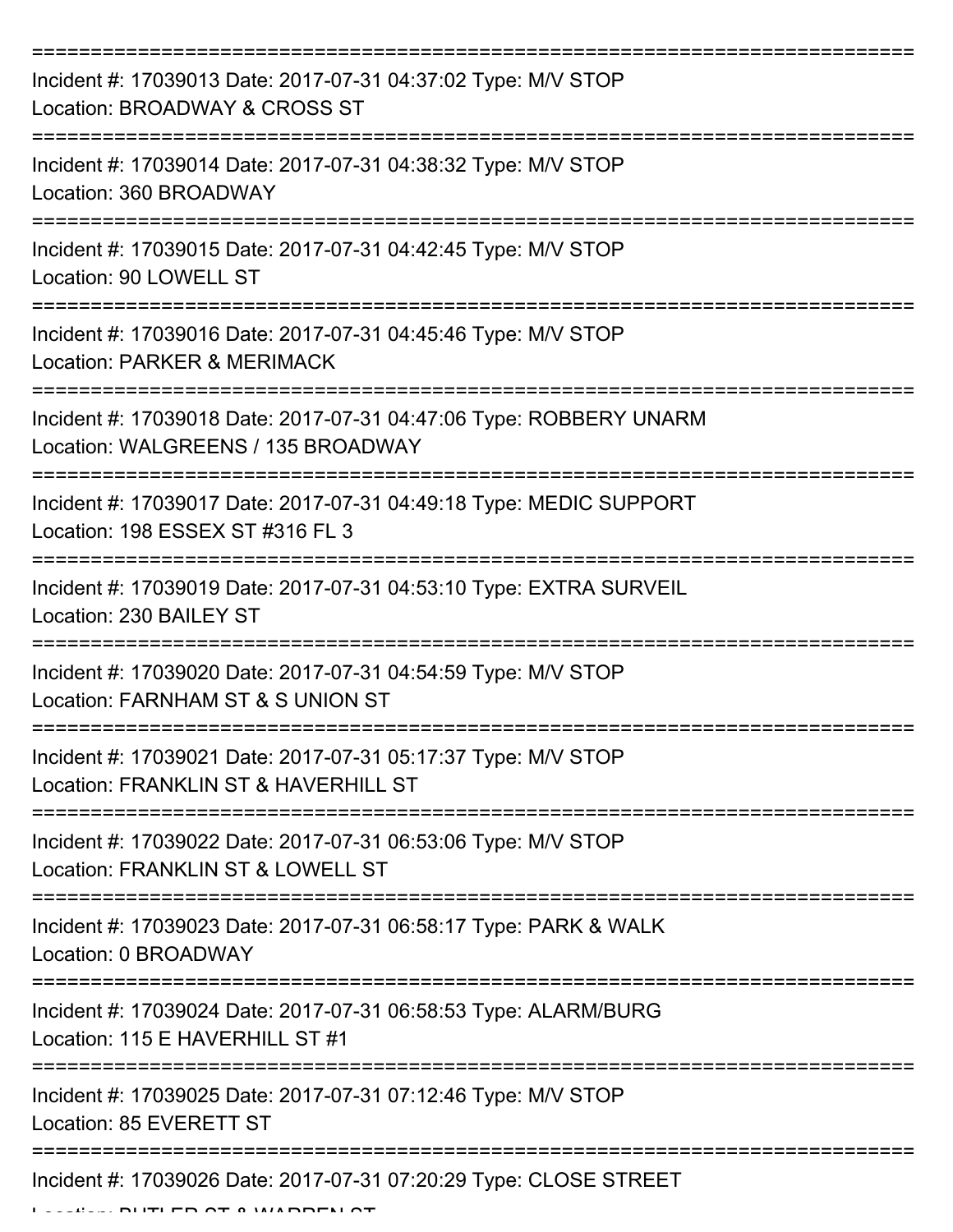Incident #: 17039013 Date: 2017-07-31 04:37:02 Type: M/V STOP
Location: BROADWAY & CROSS ST

---

Incident #: 17039014 Date: 2017-07-31 04:38:32 Type: M/V STOP
Location: 360 BROADWAY

---

Incident #: 17039015 Date: 2017-07-31 04:42:45 Type: M/V STOP
Location: 90 LOWELL ST

---

Incident #: 17039016 Date: 2017-07-31 04:45:46 Type: M/V STOP
Location: PARKER & MERIMACK

---

Incident #: 17039018 Date: 2017-07-31 04:47:06 Type: ROBBERY UNARM
Location: WALGREENS / 135 BROADWAY

---

Incident #: 17039017 Date: 2017-07-31 04:49:18 Type: MEDIC SUPPORT
Location: 198 ESSEX ST #316 FL 3

---

Incident #: 17039019 Date: 2017-07-31 04:53:10 Type: EXTRA SURVEIL
Location: 230 BAILEY ST

---

Incident #: 17039020 Date: 2017-07-31 04:54:59 Type: M/V STOP
Location: FARNHAM ST & S UNION ST

---

Incident #: 17039021 Date: 2017-07-31 05:17:37 Type: M/V STOP
Location: FRANKLIN ST & HAVERHILL ST

---

Incident #: 17039022 Date: 2017-07-31 06:53:06 Type: M/V STOP
Location: FRANKLIN ST & LOWELL ST

---

Incident #: 17039023 Date: 2017-07-31 06:58:17 Type: PARK & WALK
Location: 0 BROADWAY

---

Incident #: 17039024 Date: 2017-07-31 06:58:53 Type: ALARM/BURG
Location: 115 E HAVERHILL ST #1

---

Incident #: 17039025 Date: 2017-07-31 07:12:46 Type: M/V STOP
Location: 85 EVERETT ST

---

Incident #: 17039026 Date: 2017-07-31 07:20:29 Type: CLOSE STREET
Location: BUTLER ST & WARREN ST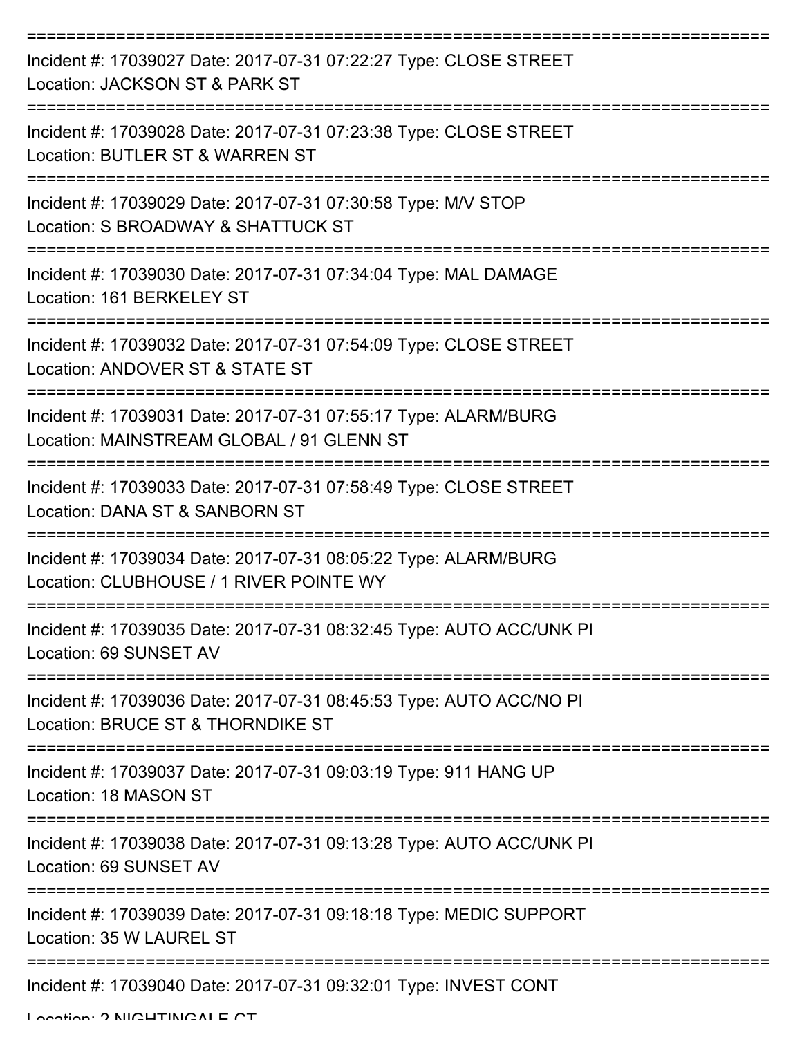Incident #: 17039027 Date: 2017-07-31 07:22:27 Type: CLOSE STREET
Location: JACKSON ST & PARK ST

Incident #: 17039028 Date: 2017-07-31 07:23:38 Type: CLOSE STREET
Location: BUTLER ST & WARREN ST

Incident #: 17039029 Date: 2017-07-31 07:30:58 Type: M/V STOP
Location: S BROADWAY & SHATTUCK ST

Incident #: 17039030 Date: 2017-07-31 07:34:04 Type: MAL DAMAGE
Location: 161 BERKELEY ST

Incident #: 17039032 Date: 2017-07-31 07:54:09 Type: CLOSE STREET
Location: ANDOVER ST & STATE ST

Incident #: 17039031 Date: 2017-07-31 07:55:17 Type: ALARM/BURG
Location: MAINSTREAM GLOBAL / 91 GLENN ST

Incident #: 17039033 Date: 2017-07-31 07:58:49 Type: CLOSE STREET
Location: DANA ST & SANBORN ST

Incident #: 17039034 Date: 2017-07-31 08:05:22 Type: ALARM/BURG
Location: CLUBHOUSE / 1 RIVER POINTE WY

Incident #: 17039035 Date: 2017-07-31 08:32:45 Type: AUTO ACC/UNK PI
Location: 69 SUNSET AV

Incident #: 17039036 Date: 2017-07-31 08:45:53 Type: AUTO ACC/NO PI
Location: BRUCE ST & THORNDIKE ST

Incident #: 17039037 Date: 2017-07-31 09:03:19 Type: 911 HANG UP
Location: 18 MASON ST

Incident #: 17039038 Date: 2017-07-31 09:13:28 Type: AUTO ACC/UNK PI
Location: 69 SUNSET AV

Incident #: 17039039 Date: 2017-07-31 09:18:18 Type: MEDIC SUPPORT
Location: 35 W LAUREL ST

Incident #: 17039040 Date: 2017-07-31 09:32:01 Type: INVEST CONT
Location: 2 NIGHTINGALE CT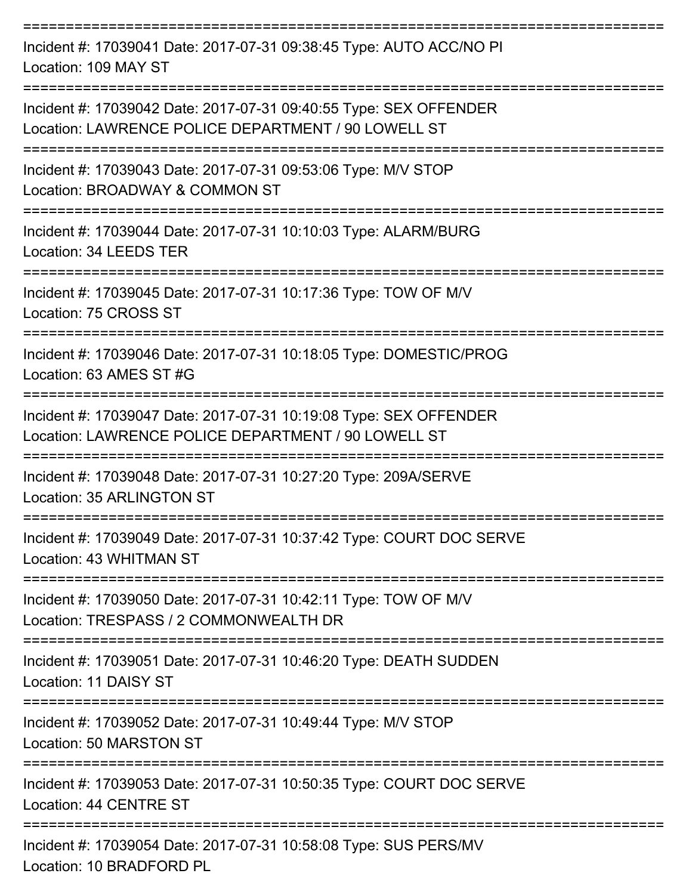===========================================================================

Incident #: 17039041 Date: 2017-07-31 09:38:45 Type: AUTO ACC/NO PI
Location: 109 MAY ST

===========================================================================

Incident #: 17039042 Date: 2017-07-31 09:40:55 Type: SEX OFFENDER
Location: LAWRENCE POLICE DEPARTMENT / 90 LOWELL ST

===========================================================================

Incident #: 17039043 Date: 2017-07-31 09:53:06 Type: M/V STOP
Location: BROADWAY & COMMON ST

===========================================================================

Incident #: 17039044 Date: 2017-07-31 10:10:03 Type: ALARM/BURG
Location: 34 LEEDS TER

===========================================================================

Incident #: 17039045 Date: 2017-07-31 10:17:36 Type: TOW OF M/V
Location: 75 CROSS ST

===========================================================================

Incident #: 17039046 Date: 2017-07-31 10:18:05 Type: DOMESTIC/PROG
Location: 63 AMES ST #G

===========================================================================

Incident #: 17039047 Date: 2017-07-31 10:19:08 Type: SEX OFFENDER
Location: LAWRENCE POLICE DEPARTMENT / 90 LOWELL ST

===========================================================================

Incident #: 17039048 Date: 2017-07-31 10:27:20 Type: 209A/SERVE
Location: 35 ARLINGTON ST

===========================================================================

Incident #: 17039049 Date: 2017-07-31 10:37:42 Type: COURT DOC SERVE
Location: 43 WHITMAN ST

===========================================================================

Incident #: 17039050 Date: 2017-07-31 10:42:11 Type: TOW OF M/V
Location: TRESPASS / 2 COMMONWEALTH DR

===========================================================================

Incident #: 17039051 Date: 2017-07-31 10:46:20 Type: DEATH SUDDEN
Location: 11 DAISY ST

===========================================================================

Incident #: 17039052 Date: 2017-07-31 10:49:44 Type: M/V STOP
Location: 50 MARSTON ST

===========================================================================

Incident #: 17039053 Date: 2017-07-31 10:50:35 Type: COURT DOC SERVE
Location: 44 CENTRE ST

===========================================================================

Incident #: 17039054 Date: 2017-07-31 10:58:08 Type: SUS PERS/MV
Location: 10 BRADFORD PL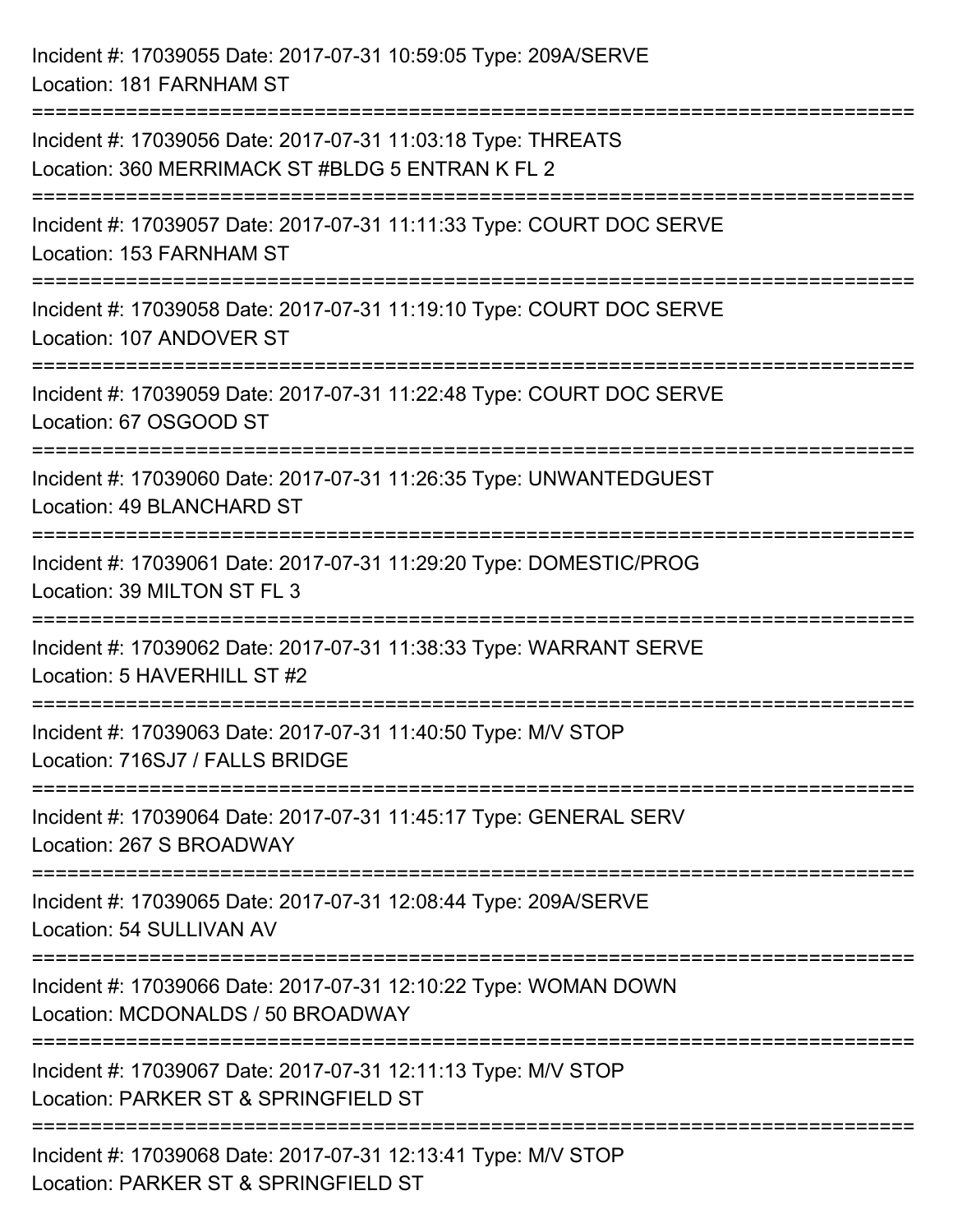Incident #: 17039055 Date: 2017-07-31 10:59:05 Type: 209A/SERVE
Location: 181 FARNHAM ST

===========================================================================

Incident #: 17039056 Date: 2017-07-31 11:03:18 Type: THREATS
Location: 360 MERRIMACK ST #BLDG 5 ENTRAN K FL 2

===========================================================================

Incident #: 17039057 Date: 2017-07-31 11:11:33 Type: COURT DOC SERVE
Location: 153 FARNHAM ST

===========================================================================

Incident #: 17039058 Date: 2017-07-31 11:19:10 Type: COURT DOC SERVE
Location: 107 ANDOVER ST

===========================================================================

Incident #: 17039059 Date: 2017-07-31 11:22:48 Type: COURT DOC SERVE
Location: 67 OSGOOD ST

===========================================================================

Incident #: 17039060 Date: 2017-07-31 11:26:35 Type: UNWANTEDGUEST
Location: 49 BLANCHARD ST

===========================================================================

Incident #: 17039061 Date: 2017-07-31 11:29:20 Type: DOMESTIC/PROG
Location: 39 MILTON ST FL 3

===========================================================================

Incident #: 17039062 Date: 2017-07-31 11:38:33 Type: WARRANT SERVE
Location: 5 HAVERHILL ST #2

===========================================================================

Incident #: 17039063 Date: 2017-07-31 11:40:50 Type: M/V STOP
Location: 716SJ7 / FALLS BRIDGE

===========================================================================

Incident #: 17039064 Date: 2017-07-31 11:45:17 Type: GENERAL SERV
Location: 267 S BROADWAY

===========================================================================

Incident #: 17039065 Date: 2017-07-31 12:08:44 Type: 209A/SERVE
Location: 54 SULLIVAN AV

===========================================================================

Incident #: 17039066 Date: 2017-07-31 12:10:22 Type: WOMAN DOWN
Location: MCDONALDS / 50 BROADWAY

===========================================================================

Incident #: 17039067 Date: 2017-07-31 12:11:13 Type: M/V STOP
Location: PARKER ST & SPRINGFIELD ST

===========================================================================

Incident #: 17039068 Date: 2017-07-31 12:13:41 Type: M/V STOP
Location: PARKER ST & SPRINGFIELD ST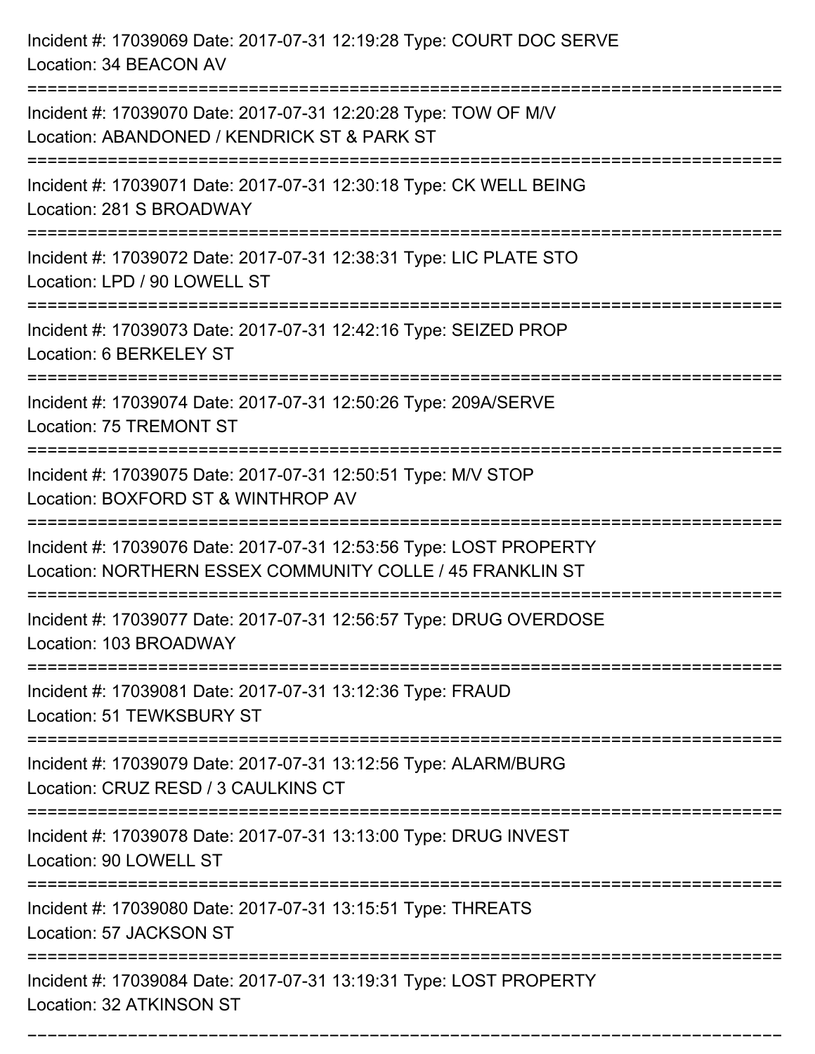Incident #: 17039069 Date: 2017-07-31 12:19:28 Type: COURT DOC SERVE
Location: 34 BEACON AV

===========================================================================

Incident #: 17039070 Date: 2017-07-31 12:20:28 Type: TOW OF M/V
Location: ABANDONED / KENDRICK ST & PARK ST

===========================================================================

Incident #: 17039071 Date: 2017-07-31 12:30:18 Type: CK WELL BEING
Location: 281 S BROADWAY

===========================================================================

Incident #: 17039072 Date: 2017-07-31 12:38:31 Type: LIC PLATE STO
Location: LPD / 90 LOWELL ST

===========================================================================

Incident #: 17039073 Date: 2017-07-31 12:42:16 Type: SEIZED PROP
Location: 6 BERKELEY ST

===========================================================================

Incident #: 17039074 Date: 2017-07-31 12:50:26 Type: 209A/SERVE
Location: 75 TREMONT ST

===========================================================================

Incident #: 17039075 Date: 2017-07-31 12:50:51 Type: M/V STOP
Location: BOXFORD ST & WINTHROP AV

===========================================================================

Incident #: 17039076 Date: 2017-07-31 12:53:56 Type: LOST PROPERTY
Location: NORTHERN ESSEX COMMUNITY COLLE / 45 FRANKLIN ST

===========================================================================

Incident #: 17039077 Date: 2017-07-31 12:56:57 Type: DRUG OVERDOSE
Location: 103 BROADWAY

===========================================================================

Incident #: 17039081 Date: 2017-07-31 13:12:36 Type: FRAUD
Location: 51 TEWKSBURY ST

===========================================================================

Incident #: 17039079 Date: 2017-07-31 13:12:56 Type: ALARM/BURG
Location: CRUZ RESD / 3 CAULKINS CT

===========================================================================

Incident #: 17039078 Date: 2017-07-31 13:13:00 Type: DRUG INVEST
Location: 90 LOWELL ST

===========================================================================

Incident #: 17039080 Date: 2017-07-31 13:15:51 Type: THREATS
Location: 57 JACKSON ST

===========================================================================

Incident #: 17039084 Date: 2017-07-31 13:19:31 Type: LOST PROPERTY
Location: 32 ATKINSON ST

===========================================================================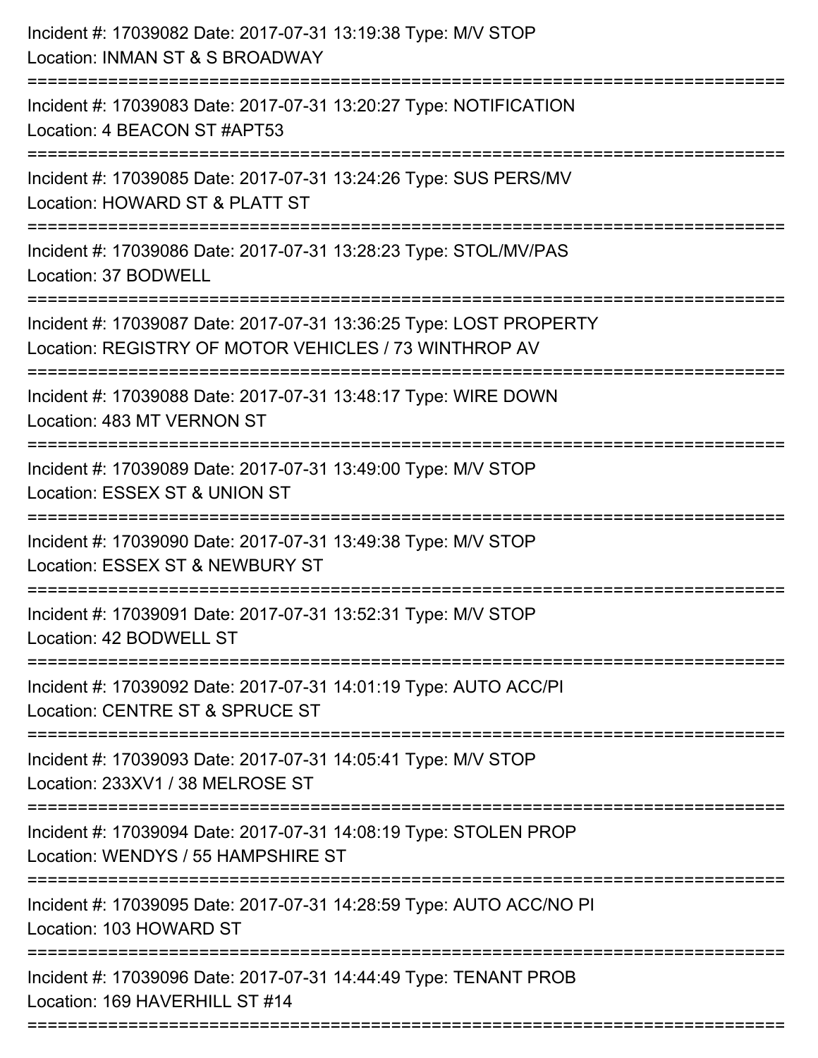Incident #: 17039082 Date: 2017-07-31 13:19:38 Type: M/V STOP
Location: INMAN ST & S BROADWAY

===========================================================================

Incident #: 17039083 Date: 2017-07-31 13:20:27 Type: NOTIFICATION
Location: 4 BEACON ST #APT53

===========================================================================

Incident #: 17039085 Date: 2017-07-31 13:24:26 Type: SUS PERS/MV
Location: HOWARD ST & PLATT ST

===========================================================================

Incident #: 17039086 Date: 2017-07-31 13:28:23 Type: STOL/MV/PAS
Location: 37 BODWELL

===========================================================================

Incident #: 17039087 Date: 2017-07-31 13:36:25 Type: LOST PROPERTY
Location: REGISTRY OF MOTOR VEHICLES / 73 WINTHROP AV

===========================================================================

Incident #: 17039088 Date: 2017-07-31 13:48:17 Type: WIRE DOWN
Location: 483 MT VERNON ST

===========================================================================

Incident #: 17039089 Date: 2017-07-31 13:49:00 Type: M/V STOP
Location: ESSEX ST & UNION ST

===========================================================================

Incident #: 17039090 Date: 2017-07-31 13:49:38 Type: M/V STOP
Location: ESSEX ST & NEWBURY ST

===========================================================================

Incident #: 17039091 Date: 2017-07-31 13:52:31 Type: M/V STOP
Location: 42 BODWELL ST

===========================================================================

Incident #: 17039092 Date: 2017-07-31 14:01:19 Type: AUTO ACC/PI
Location: CENTRE ST & SPRUCE ST

===========================================================================

Incident #: 17039093 Date: 2017-07-31 14:05:41 Type: M/V STOP
Location: 233XV1 / 38 MELROSE ST

===========================================================================

Incident #: 17039094 Date: 2017-07-31 14:08:19 Type: STOLEN PROP
Location: WENDYS / 55 HAMPSHIRE ST

===========================================================================

Incident #: 17039095 Date: 2017-07-31 14:28:59 Type: AUTO ACC/NO PI
Location: 103 HOWARD ST

===========================================================================

Incident #: 17039096 Date: 2017-07-31 14:44:49 Type: TENANT PROB
Location: 169 HAVERHILL ST #14

===========================================================================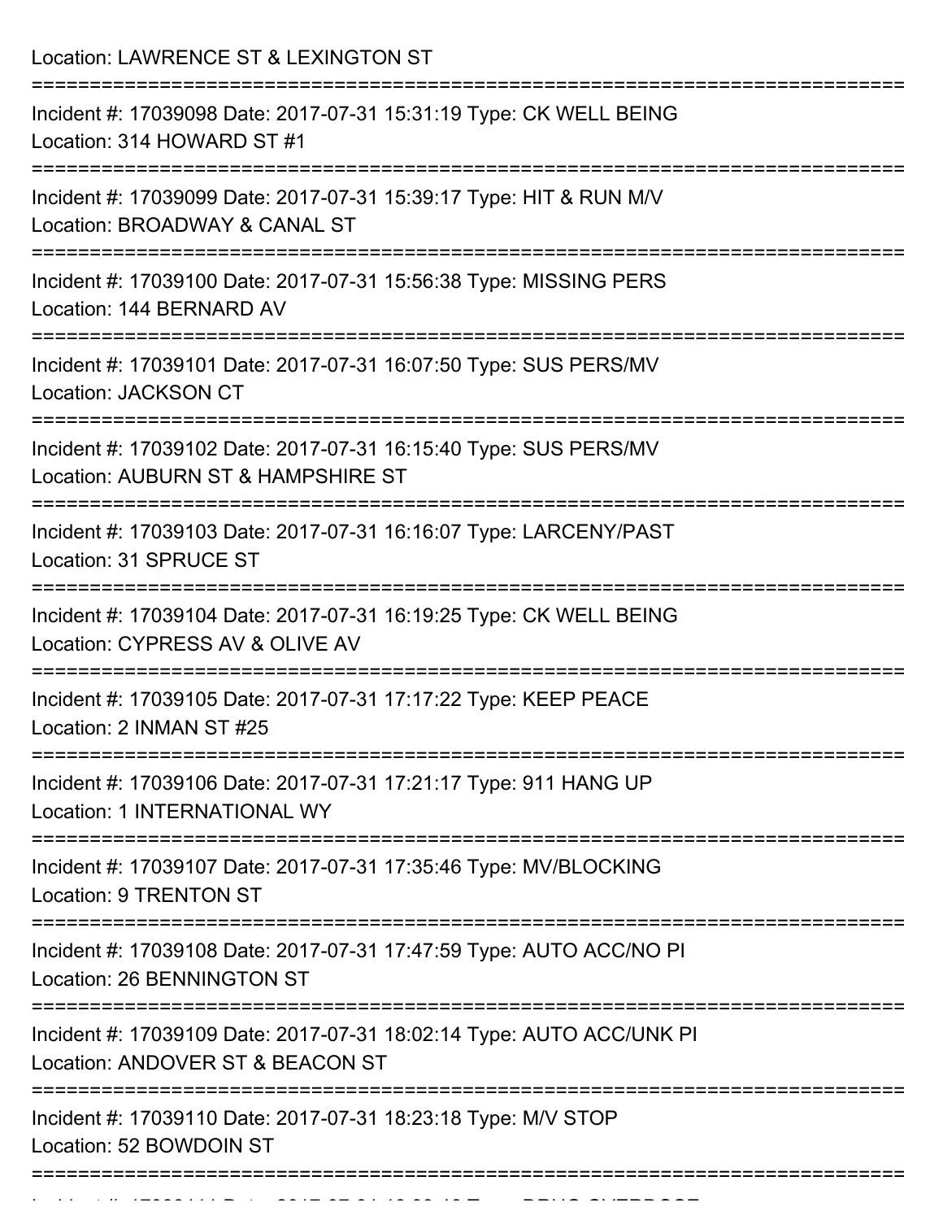Location: LAWRENCE ST & LEXINGTON ST

===========================================================================

Incident #: 17039098 Date: 2017-07-31 15:31:19 Type: CK WELL BEING
Location: 314 HOWARD ST #1

===========================================================================

Incident #: 17039099 Date: 2017-07-31 15:39:17 Type: HIT & RUN M/V
Location: BROADWAY & CANAL ST

===========================================================================

Incident #: 17039100 Date: 2017-07-31 15:56:38 Type: MISSING PERS
Location: 144 BERNARD AV

===========================================================================

Incident #: 17039101 Date: 2017-07-31 16:07:50 Type: SUS PERS/MV
Location: JACKSON CT

===========================================================================

Incident #: 17039102 Date: 2017-07-31 16:15:40 Type: SUS PERS/MV
Location: AUBURN ST & HAMPSHIRE ST

===========================================================================

Incident #: 17039103 Date: 2017-07-31 16:16:07 Type: LARCENY/PAST
Location: 31 SPRUCE ST

===========================================================================

Incident #: 17039104 Date: 2017-07-31 16:19:25 Type: CK WELL BEING
Location: CYPRESS AV & OLIVE AV

===========================================================================

Incident #: 17039105 Date: 2017-07-31 17:17:22 Type: KEEP PEACE
Location: 2 INMAN ST #25

===========================================================================

Incident #: 17039106 Date: 2017-07-31 17:21:17 Type: 911 HANG UP
Location: 1 INTERNATIONAL WY

===========================================================================

Incident #: 17039107 Date: 2017-07-31 17:35:46 Type: MV/BLOCKING
Location: 9 TRENTON ST

===========================================================================

Incident #: 17039108 Date: 2017-07-31 17:47:59 Type: AUTO ACC/NO PI
Location: 26 BENNINGTON ST

===========================================================================

Incident #: 17039109 Date: 2017-07-31 18:02:14 Type: AUTO ACC/UNK PI
Location: ANDOVER ST & BEACON ST

===========================================================================

Incident #: 17039110 Date: 2017-07-31 18:23:18 Type: M/V STOP
Location: 52 BOWDOIN ST

===========================================================================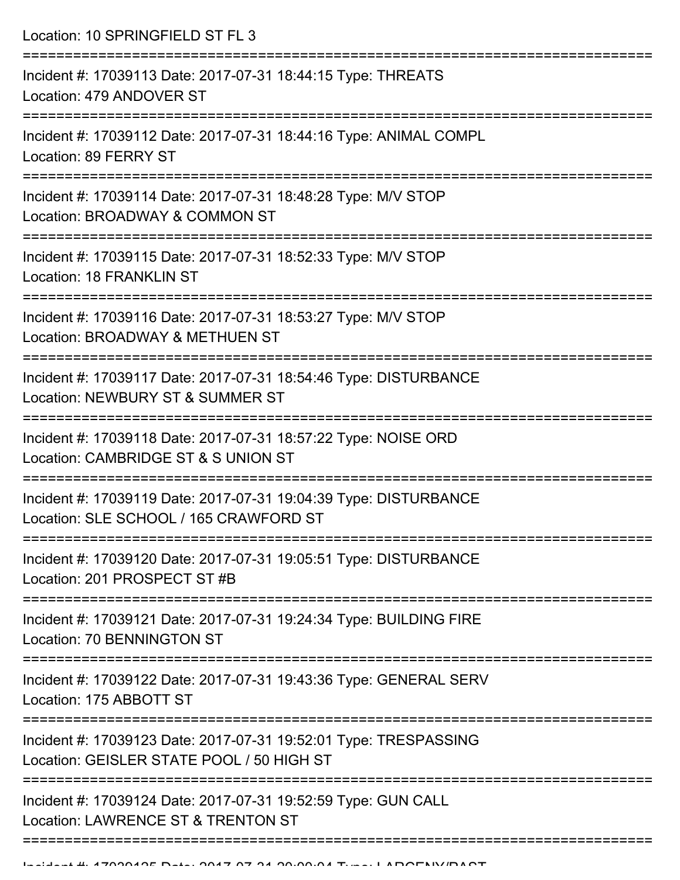Location: 10 SPRINGFIELD ST FL 3

===========================================================================

Incident #: 17039113 Date: 2017-07-31 18:44:15 Type: THREATS
Location: 479 ANDOVER ST

===========================================================================

Incident #: 17039112 Date: 2017-07-31 18:44:16 Type: ANIMAL COMPL
Location: 89 FERRY ST

===========================================================================

Incident #: 17039114 Date: 2017-07-31 18:48:28 Type: M/V STOP
Location: BROADWAY & COMMON ST

===========================================================================

Incident #: 17039115 Date: 2017-07-31 18:52:33 Type: M/V STOP
Location: 18 FRANKLIN ST

===========================================================================

Incident #: 17039116 Date: 2017-07-31 18:53:27 Type: M/V STOP
Location: BROADWAY & METHUEN ST

===========================================================================

Incident #: 17039117 Date: 2017-07-31 18:54:46 Type: DISTURBANCE
Location: NEWBURY ST & SUMMER ST

===========================================================================

Incident #: 17039118 Date: 2017-07-31 18:57:22 Type: NOISE ORD
Location: CAMBRIDGE ST & S UNION ST

===========================================================================

Incident #: 17039119 Date: 2017-07-31 19:04:39 Type: DISTURBANCE
Location: SLE SCHOOL / 165 CRAWFORD ST

===========================================================================

Incident #: 17039120 Date: 2017-07-31 19:05:51 Type: DISTURBANCE
Location: 201 PROSPECT ST #B

===========================================================================

Incident #: 17039121 Date: 2017-07-31 19:24:34 Type: BUILDING FIRE
Location: 70 BENNINGTON ST

===========================================================================

Incident #: 17039122 Date: 2017-07-31 19:43:36 Type: GENERAL SERV
Location: 175 ABBOTT ST

===========================================================================

Incident #: 17039123 Date: 2017-07-31 19:52:01 Type: TRESPASSING
Location: GEISLER STATE POOL / 50 HIGH ST

===========================================================================

Incident #: 17039124 Date: 2017-07-31 19:52:59 Type: GUN CALL
Location: LAWRENCE ST & TRENTON ST

===========================================================================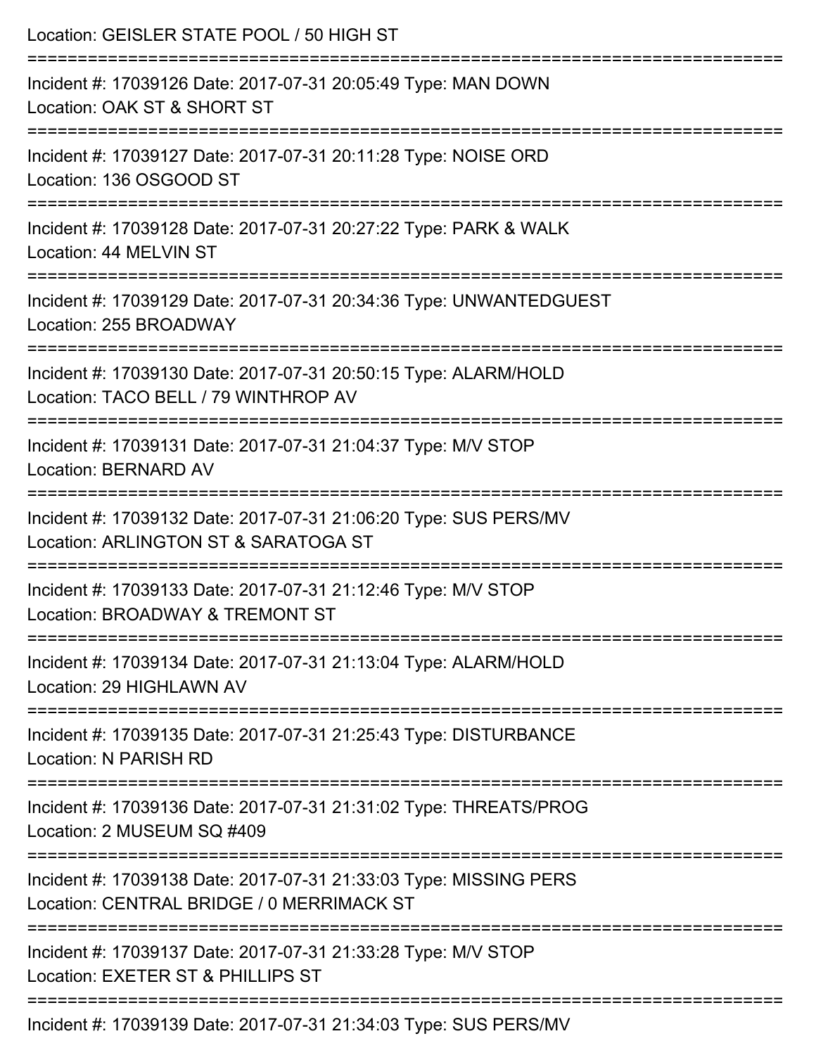Location: GEISLER STATE POOL / 50 HIGH ST

===========================================================================

Incident #: 17039126 Date: 2017-07-31 20:05:49 Type: MAN DOWN
Location: OAK ST & SHORT ST

===========================================================================

Incident #: 17039127 Date: 2017-07-31 20:11:28 Type: NOISE ORD
Location: 136 OSGOOD ST

===========================================================================

Incident #: 17039128 Date: 2017-07-31 20:27:22 Type: PARK & WALK
Location: 44 MELVIN ST

===========================================================================

Incident #: 17039129 Date: 2017-07-31 20:34:36 Type: UNWANTEDGUEST
Location: 255 BROADWAY

===========================================================================

Incident #: 17039130 Date: 2017-07-31 20:50:15 Type: ALARM/HOLD
Location: TACO BELL / 79 WINTHROP AV

===========================================================================

Incident #: 17039131 Date: 2017-07-31 21:04:37 Type: M/V STOP
Location: BERNARD AV

===========================================================================

Incident #: 17039132 Date: 2017-07-31 21:06:20 Type: SUS PERS/MV
Location: ARLINGTON ST & SARATOGA ST

===========================================================================

Incident #: 17039133 Date: 2017-07-31 21:12:46 Type: M/V STOP
Location: BROADWAY & TREMONT ST

===========================================================================

Incident #: 17039134 Date: 2017-07-31 21:13:04 Type: ALARM/HOLD
Location: 29 HIGHLAWN AV

===========================================================================

Incident #: 17039135 Date: 2017-07-31 21:25:43 Type: DISTURBANCE
Location: N PARISH RD

===========================================================================

Incident #: 17039136 Date: 2017-07-31 21:31:02 Type: THREATS/PROG
Location: 2 MUSEUM SQ #409

===========================================================================

Incident #: 17039138 Date: 2017-07-31 21:33:03 Type: MISSING PERS
Location: CENTRAL BRIDGE / 0 MERRIMACK ST

===========================================================================

Incident #: 17039137 Date: 2017-07-31 21:33:28 Type: M/V STOP
Location: EXETER ST & PHILLIPS ST

===========================================================================

Incident #: 17039139 Date: 2017-07-31 21:34:03 Type: SUS PERS/MV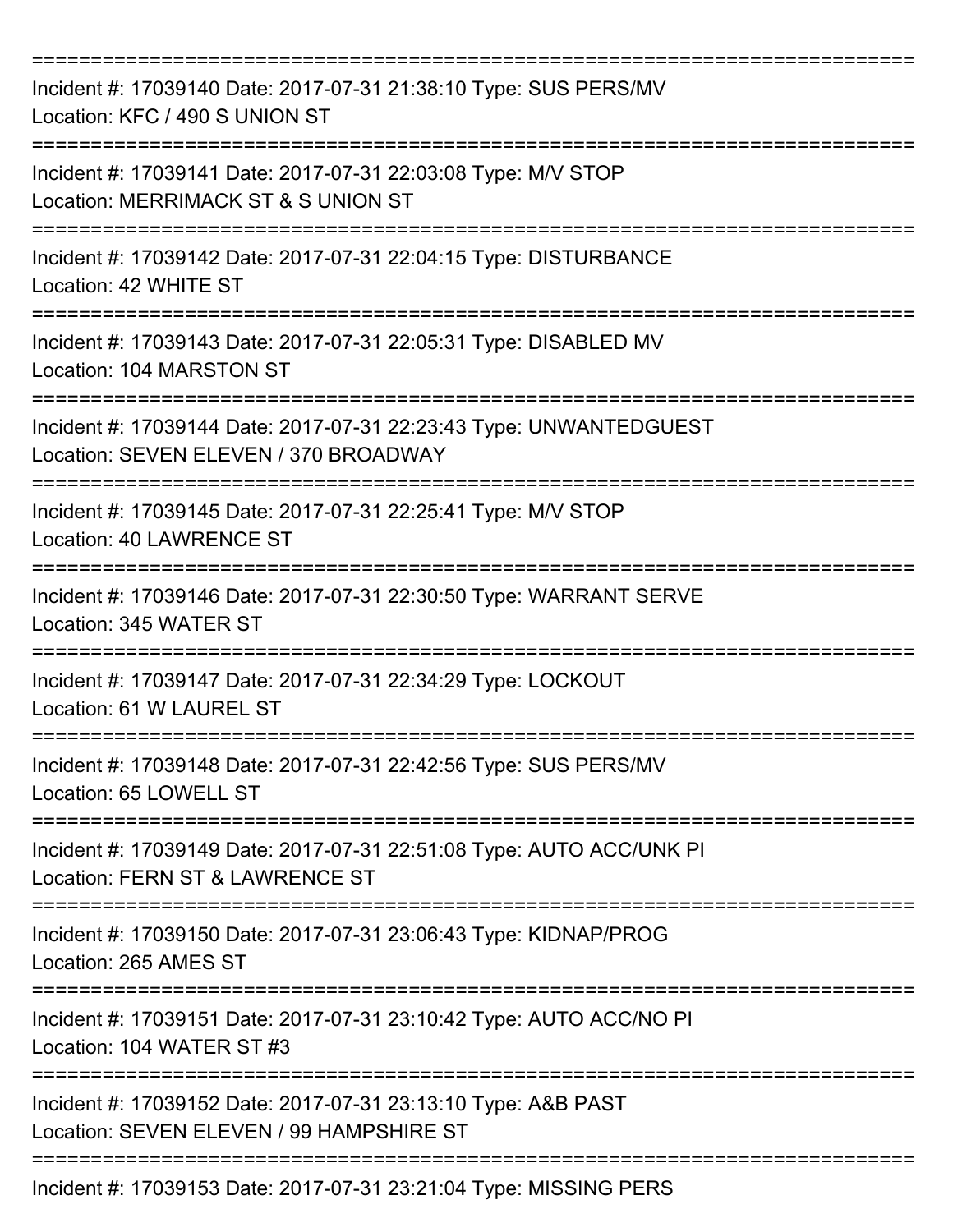===========================================================================

Incident #: 17039140 Date: 2017-07-31 21:38:10 Type: SUS PERS/MV
Location: KFC / 490 S UNION ST

===========================================================================

Incident #: 17039141 Date: 2017-07-31 22:03:08 Type: M/V STOP
Location: MERRIMACK ST & S UNION ST

===========================================================================

Incident #: 17039142 Date: 2017-07-31 22:04:15 Type: DISTURBANCE
Location: 42 WHITE ST

===========================================================================

Incident #: 17039143 Date: 2017-07-31 22:05:31 Type: DISABLED MV
Location: 104 MARSTON ST

===========================================================================

Incident #: 17039144 Date: 2017-07-31 22:23:43 Type: UNWANTEDGUEST
Location: SEVEN ELEVEN / 370 BROADWAY

===========================================================================

Incident #: 17039145 Date: 2017-07-31 22:25:41 Type: M/V STOP
Location: 40 LAWRENCE ST

===========================================================================

Incident #: 17039146 Date: 2017-07-31 22:30:50 Type: WARRANT SERVE
Location: 345 WATER ST

===========================================================================

Incident #: 17039147 Date: 2017-07-31 22:34:29 Type: LOCKOUT
Location: 61 W LAUREL ST

===========================================================================

Incident #: 17039148 Date: 2017-07-31 22:42:56 Type: SUS PERS/MV
Location: 65 LOWELL ST

===========================================================================

Incident #: 17039149 Date: 2017-07-31 22:51:08 Type: AUTO ACC/UNK PI
Location: FERN ST & LAWRENCE ST

===========================================================================

Incident #: 17039150 Date: 2017-07-31 23:06:43 Type: KIDNAP/PROG
Location: 265 AMES ST

===========================================================================

Incident #: 17039151 Date: 2017-07-31 23:10:42 Type: AUTO ACC/NO PI
Location: 104 WATER ST #3

===========================================================================

Incident #: 17039152 Date: 2017-07-31 23:13:10 Type: A&B PAST
Location: SEVEN ELEVEN / 99 HAMPSHIRE ST

===========================================================================

Incident #: 17039153 Date: 2017-07-31 23:21:04 Type: MISSING PERS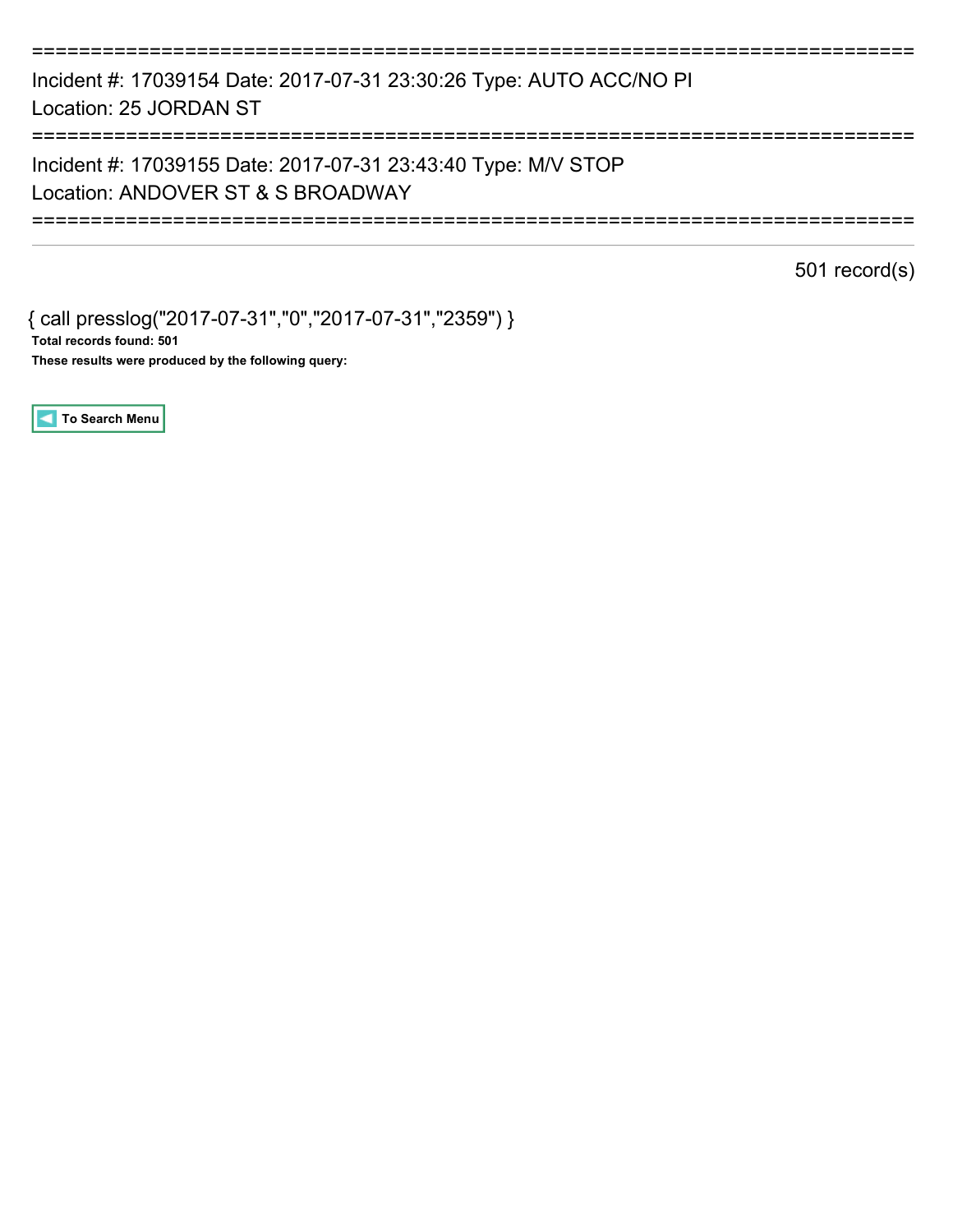===========================================================================

Incident #: 17039154 Date: 2017-07-31 23:30:26 Type: AUTO ACC/NO PI
Location: 25 JORDAN ST

===========================================================================

Incident #: 17039155 Date: 2017-07-31 23:43:40 Type: M/V STOP
Location: ANDOVER ST & S BROADWAY

===========================================================================

---

501 record(s)

{ call presslog("2017-07-31","0","2017-07-31","2359") }

**Total records found: 501**

**These results were produced by the following query:**

**To Search Menu**